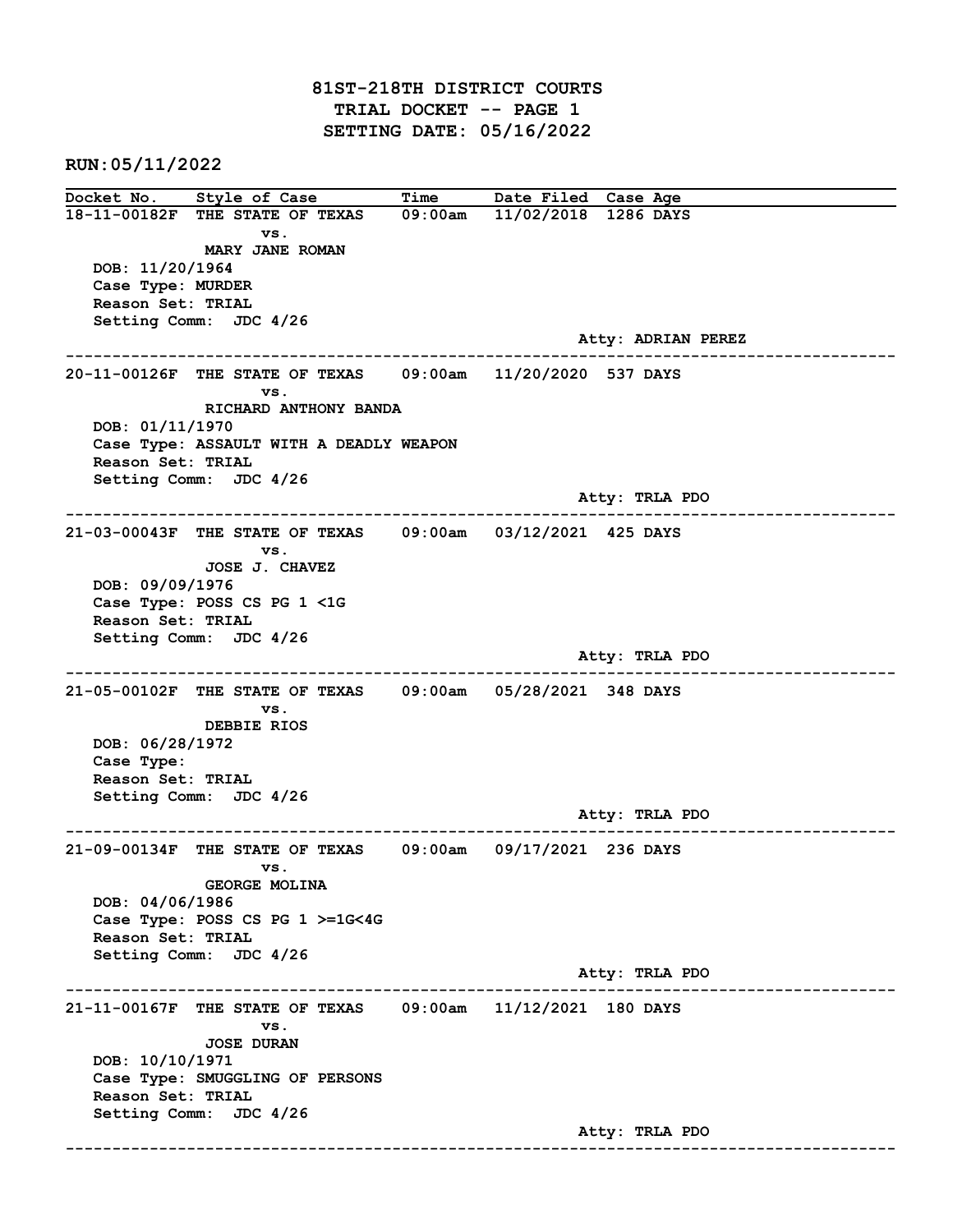# 81ST-218TH DISTRICT COURTS
## TRIAL DOCKET -- PAGE 1
## SETTING DATE: 05/16/2022

**RUN:05/11/2022**

| Docket No. | Style of Case | Time | Date Filed | Case Age |
|---|---|---|---|---|

---

**18-11-00182F** THE STATE OF TEXAS vs. MARY JANE ROMAN — 09:00am — 11/02/2018 — 1286 DAYS

DOB: 11/20/1964
Case Type: MURDER
Reason Set: TRIAL
Setting Comm: JDC 4/26
Atty: ADRIAN PEREZ

---

**20-11-00126F** THE STATE OF TEXAS vs. RICHARD ANTHONY BANDA — 09:00am — 11/20/2020 — 537 DAYS

DOB: 01/11/1970
Case Type: ASSAULT WITH A DEADLY WEAPON
Reason Set: TRIAL
Setting Comm: JDC 4/26
Atty: TRLA PDO

---

**21-03-00043F** THE STATE OF TEXAS vs. JOSE J. CHAVEZ — 09:00am — 03/12/2021 — 425 DAYS

DOB: 09/09/1976
Case Type: POSS CS PG 1 <1G
Reason Set: TRIAL
Setting Comm: JDC 4/26
Atty: TRLA PDO

---

**21-05-00102F** THE STATE OF TEXAS vs. DEBBIE RIOS — 09:00am — 05/28/2021 — 348 DAYS

DOB: 06/28/1972
Case Type:
Reason Set: TRIAL
Setting Comm: JDC 4/26
Atty: TRLA PDO

---

**21-09-00134F** THE STATE OF TEXAS vs. GEORGE MOLINA — 09:00am — 09/17/2021 — 236 DAYS

DOB: 04/06/1986
Case Type: POSS CS PG 1 >=1G<4G
Reason Set: TRIAL
Setting Comm: JDC 4/26
Atty: TRLA PDO

---

**21-11-00167F** THE STATE OF TEXAS vs. JOSE DURAN — 09:00am — 11/12/2021 — 180 DAYS

DOB: 10/10/1971
Case Type: SMUGGLING OF PERSONS
Reason Set: TRIAL
Setting Comm: JDC 4/26
Atty: TRLA PDO

---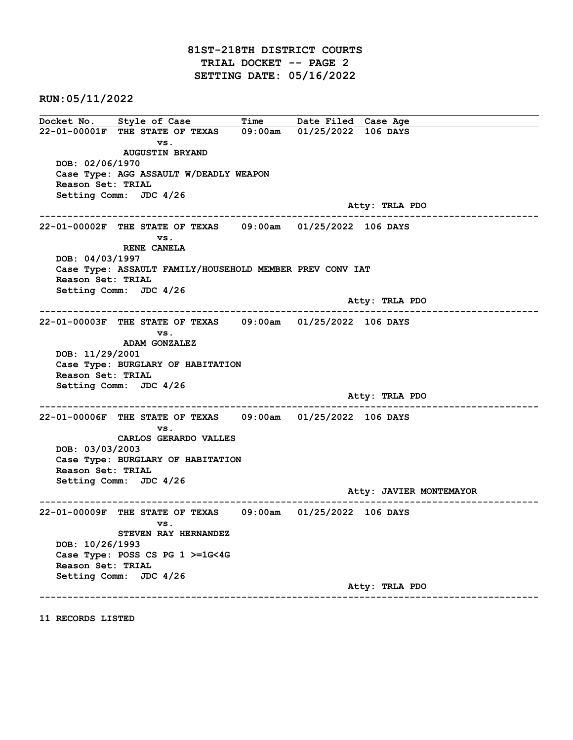# 81ST-218TH DISTRICT COURTS
## TRIAL DOCKET -- PAGE 2
## SETTING DATE: 05/16/2022

**RUN:05/11/2022**

| Docket No. | Style of Case | Time | Date Filed | Case Age |
|---|---|---|---|---|

**22-01-00001F** THE STATE OF TEXAS 09:00am 01/25/2022 106 DAYS
vs.
AUGUSTIN BRYAND
DOB: 02/06/1970
Case Type: AGG ASSAULT W/DEADLY WEAPON
Reason Set: TRIAL
Setting Comm: JDC 4/26
Atty: TRLA PDO

---

**22-01-00002F** THE STATE OF TEXAS 09:00am 01/25/2022 106 DAYS
vs.
RENE CANELA
DOB: 04/03/1997
Case Type: ASSAULT FAMILY/HOUSEHOLD MEMBER PREV CONV IAT
Reason Set: TRIAL
Setting Comm: JDC 4/26
Atty: TRLA PDO

---

**22-01-00003F** THE STATE OF TEXAS 09:00am 01/25/2022 106 DAYS
vs.
ADAM GONZALEZ
DOB: 11/29/2001
Case Type: BURGLARY OF HABITATION
Reason Set: TRIAL
Setting Comm: JDC 4/26
Atty: TRLA PDO

---

**22-01-00006F** THE STATE OF TEXAS 09:00am 01/25/2022 106 DAYS
vs.
CARLOS GERARDO VALLES
DOB: 03/03/2003
Case Type: BURGLARY OF HABITATION
Reason Set: TRIAL
Setting Comm: JDC 4/26
Atty: JAVIER MONTEMAYOR

---

**22-01-00009F** THE STATE OF TEXAS 09:00am 01/25/2022 106 DAYS
vs.
STEVEN RAY HERNANDEZ
DOB: 10/26/1993
Case Type: POSS CS PG 1 >=1G<4G
Reason Set: TRIAL
Setting Comm: JDC 4/26
Atty: TRLA PDO

---

**11 RECORDS LISTED**